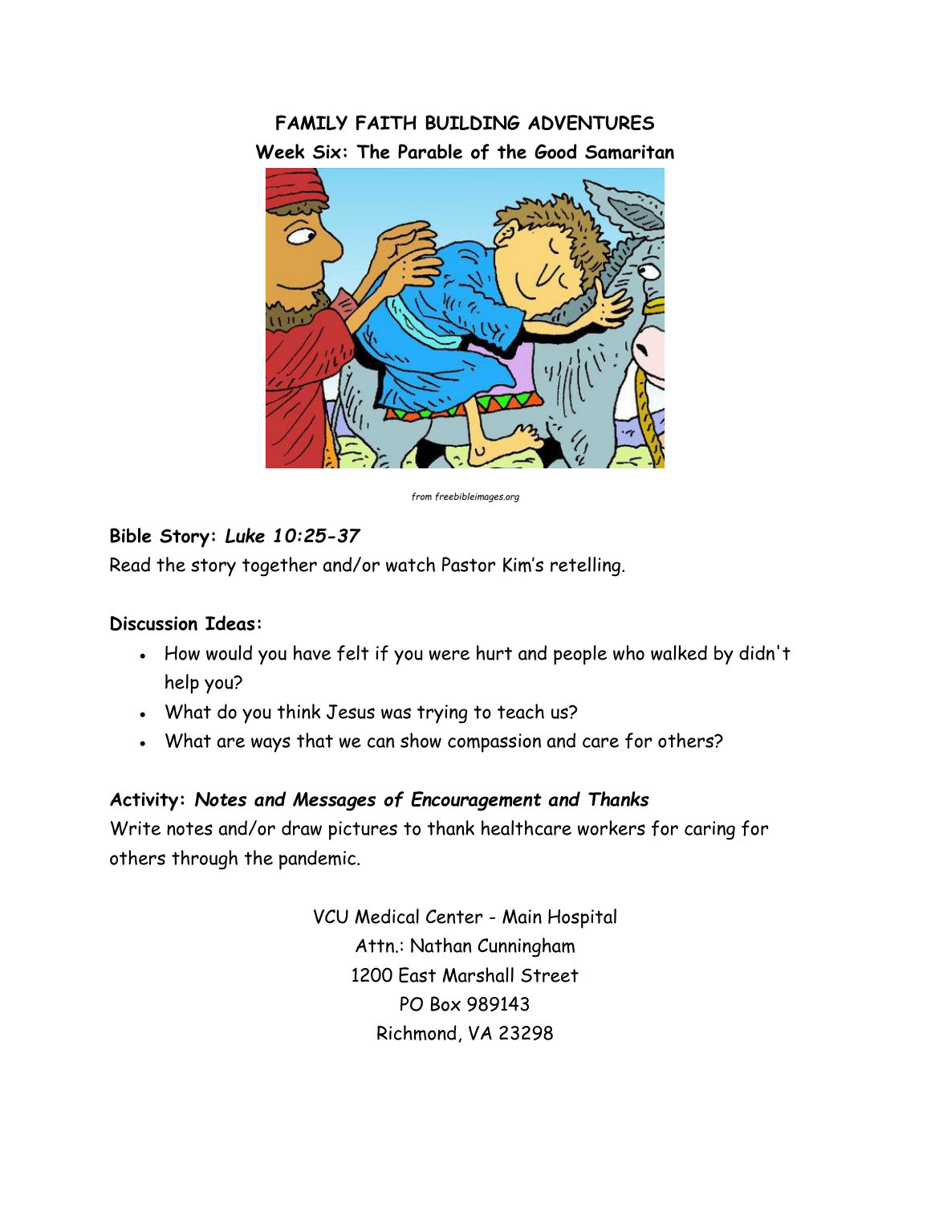# FAMILY FAITH BUILDING ADVENTURES

## Week Six: The Parable of the Good Samaritan

*from freebibleimages.org*

**Bible Story:** ***Luke 10:25-37***

Read the story together and/or watch Pastor Kim's retelling.

**Discussion Ideas:**

- How would you have felt if you were hurt and people who walked by didn't help you?
- What do you think Jesus was trying to teach us?
- What are ways that we can show compassion and care for others?

**Activity:** ***Notes and Messages of Encouragement and Thanks***

Write notes and/or draw pictures to thank healthcare workers for caring for others through the pandemic.

VCU Medical Center - Main Hospital
Attn.: Nathan Cunningham
1200 East Marshall Street
PO Box 989143
Richmond, VA 23298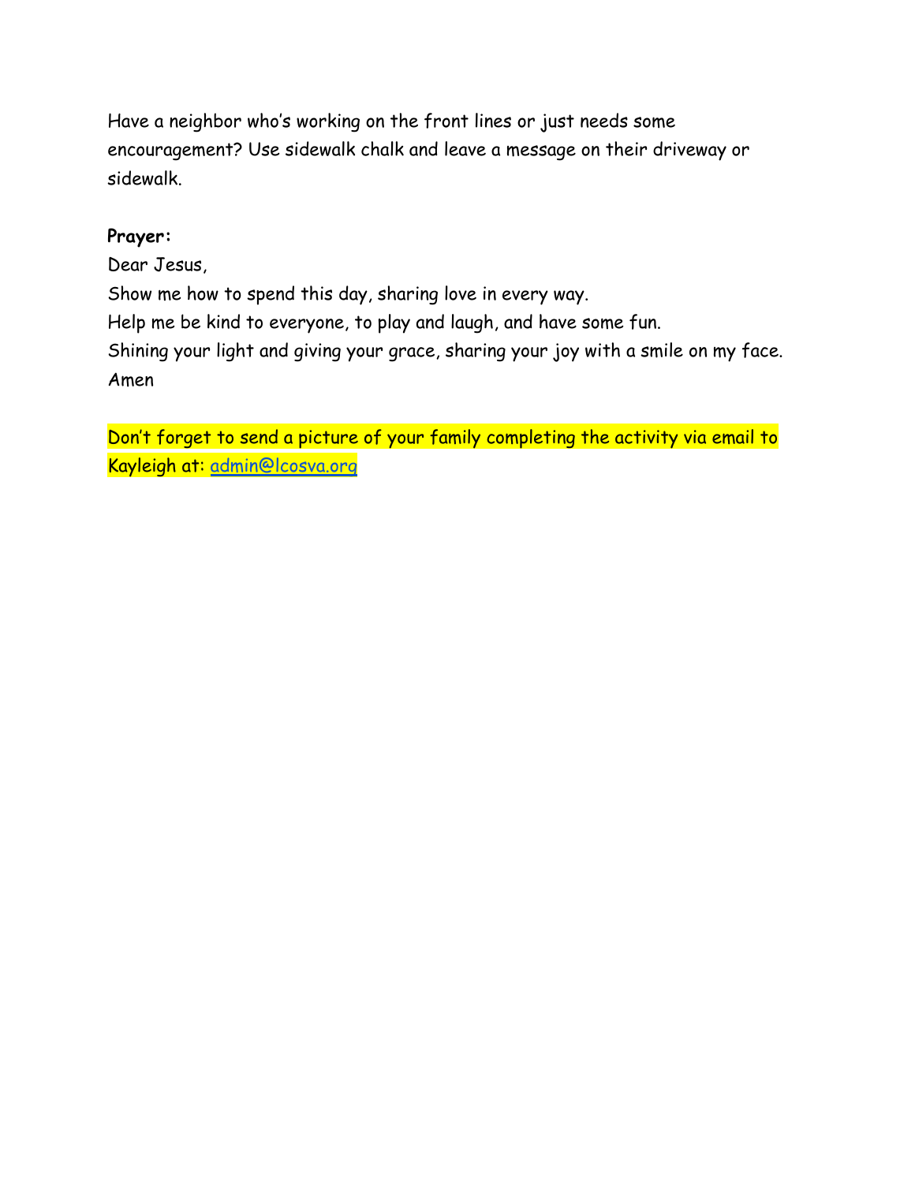Have a neighbor who's working on the front lines or just needs some encouragement? Use sidewalk chalk and leave a message on their driveway or sidewalk.

**Prayer:**

Dear Jesus,
Show me how to spend this day, sharing love in every way.
Help me be kind to everyone, to play and laugh, and have some fun.
Shining your light and giving your grace, sharing your joy with a smile on my face.
Amen

Don't forget to send a picture of your family completing the activity via email to Kayleigh at: [admin@lcosva.org](mailto:admin@lcosva.org)